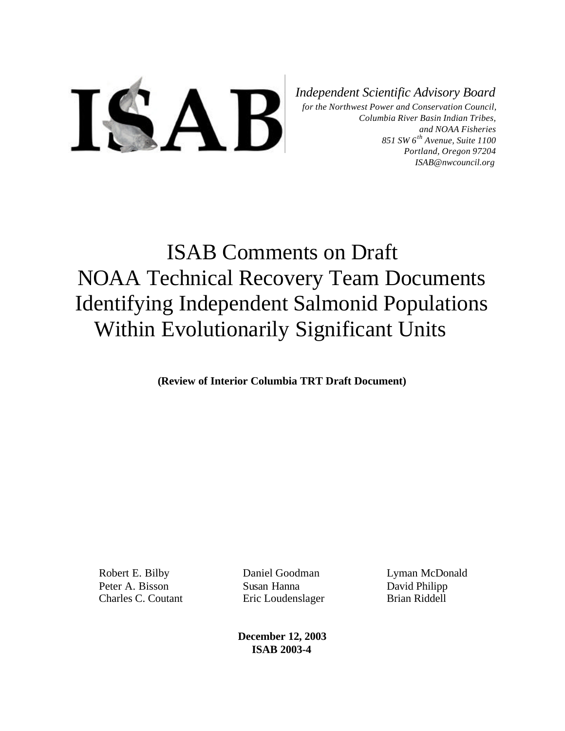ISAB

*Independent Scientific Advisory Board*
*for the Northwest Power and Conservation Council,*
*Columbia River Basin Indian Tribes,*
*and NOAA Fisheries*
*851 SW 6th Avenue, Suite 1100*
*Portland, Oregon 97204*
*ISAB@nwcouncil.org*

# ISAB Comments on Draft NOAA Technical Recovery Team Documents Identifying Independent Salmonid Populations Within Evolutionarily Significant Units

**(Review of Interior Columbia TRT Draft Document)**

Robert E. Bilby
Peter A. Bisson
Charles C. Coutant
Daniel Goodman
Susan Hanna
Eric Loudenslager
Lyman McDonald
David Philipp
Brian Riddell

**December 12, 2003**
**ISAB 2003-4**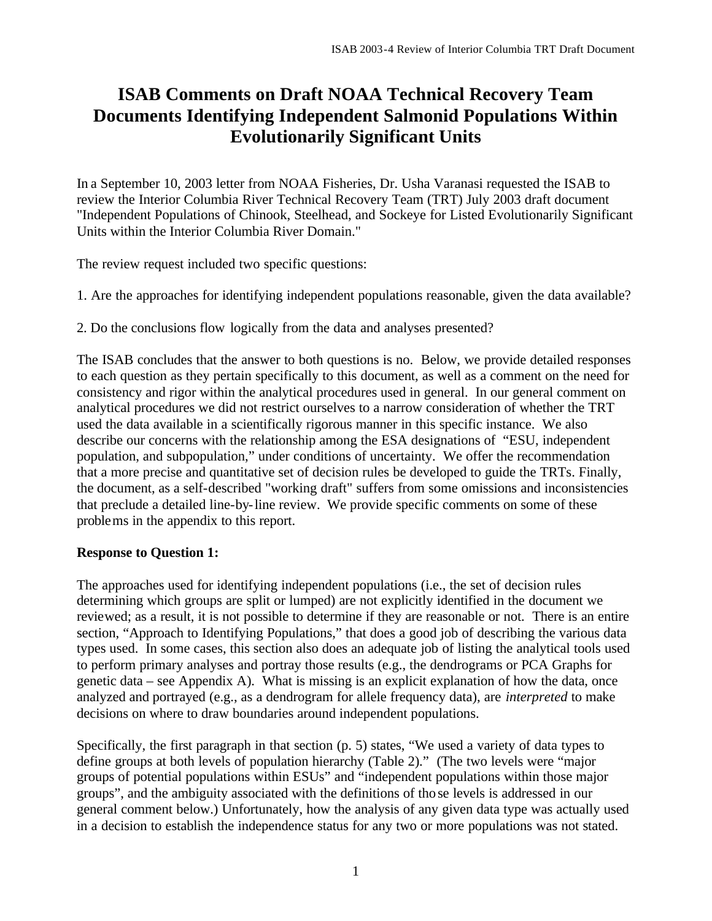# ISAB Comments on Draft NOAA Technical Recovery Team Documents Identifying Independent Salmonid Populations Within Evolutionarily Significant Units

In a September 10, 2003 letter from NOAA Fisheries, Dr. Usha Varanasi requested the ISAB to review the Interior Columbia River Technical Recovery Team (TRT) July 2003 draft document "Independent Populations of Chinook, Steelhead, and Sockeye for Listed Evolutionarily Significant Units within the Interior Columbia River Domain."

The review request included two specific questions:

1. Are the approaches for identifying independent populations reasonable, given the data available?

2. Do the conclusions flow logically from the data and analyses presented?

The ISAB concludes that the answer to both questions is no. Below, we provide detailed responses to each question as they pertain specifically to this document, as well as a comment on the need for consistency and rigor within the analytical procedures used in general. In our general comment on analytical procedures we did not restrict ourselves to a narrow consideration of whether the TRT used the data available in a scientifically rigorous manner in this specific instance. We also describe our concerns with the relationship among the ESA designations of "ESU, independent population, and subpopulation," under conditions of uncertainty. We offer the recommendation that a more precise and quantitative set of decision rules be developed to guide the TRTs. Finally, the document, as a self-described "working draft" suffers from some omissions and inconsistencies that preclude a detailed line-by-line review. We provide specific comments on some of these problems in the appendix to this report.

**Response to Question 1:**

The approaches used for identifying independent populations (i.e., the set of decision rules determining which groups are split or lumped) are not explicitly identified in the document we reviewed; as a result, it is not possible to determine if they are reasonable or not. There is an entire section, "Approach to Identifying Populations," that does a good job of describing the various data types used. In some cases, this section also does an adequate job of listing the analytical tools used to perform primary analyses and portray those results (e.g., the dendrograms or PCA Graphs for genetic data – see Appendix A). What is missing is an explicit explanation of how the data, once analyzed and portrayed (e.g., as a dendrogram for allele frequency data), are *interpreted* to make decisions on where to draw boundaries around independent populations.

Specifically, the first paragraph in that section (p. 5) states, "We used a variety of data types to define groups at both levels of population hierarchy (Table 2)." (The two levels were "major groups of potential populations within ESUs" and "independent populations within those major groups", and the ambiguity associated with the definitions of those levels is addressed in our general comment below.) Unfortunately, how the analysis of any given data type was actually used in a decision to establish the independence status for any two or more populations was not stated.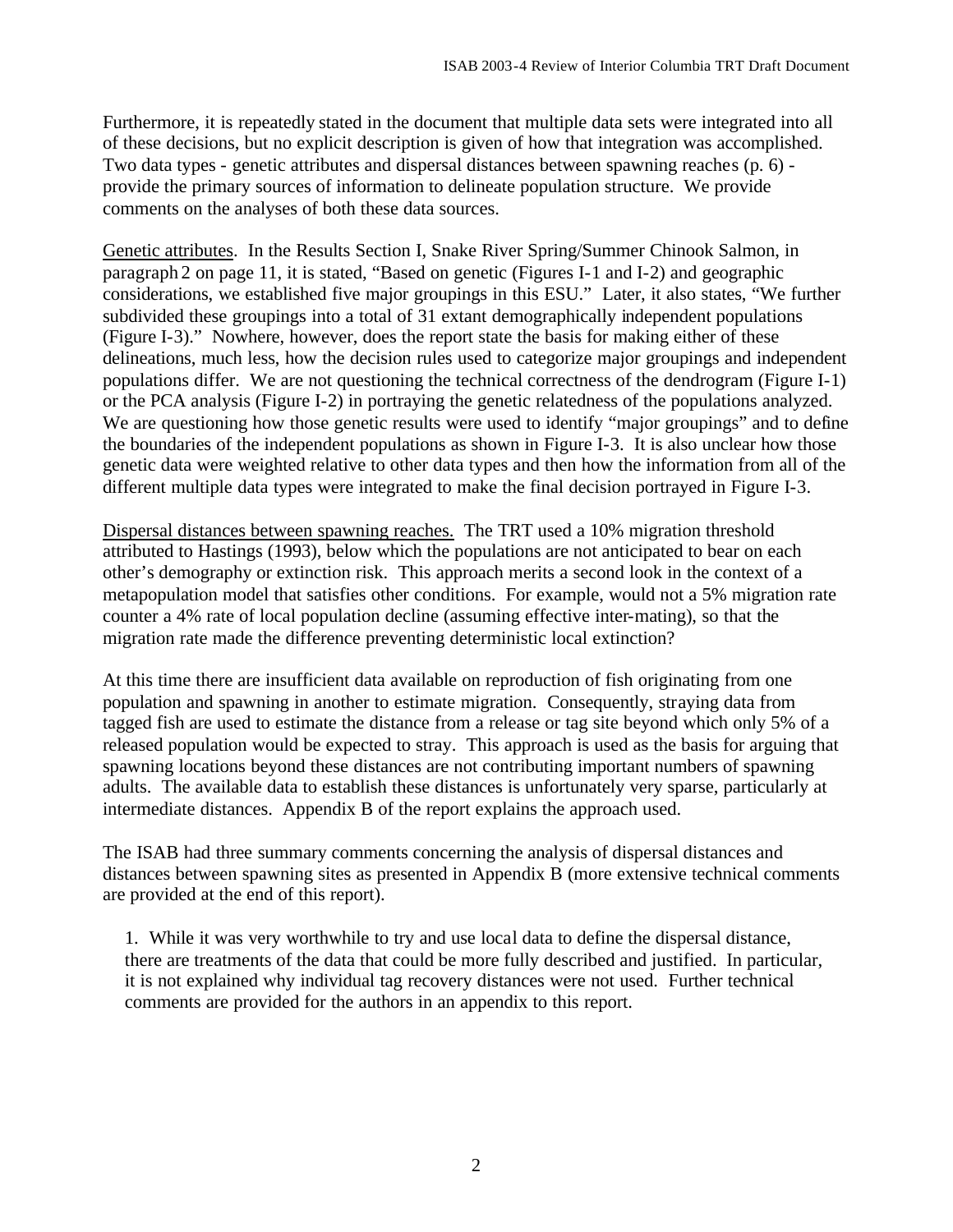Furthermore, it is repeatedly stated in the document that multiple data sets were integrated into all of these decisions, but no explicit description is given of how that integration was accomplished. Two data types - genetic attributes and dispersal distances between spawning reaches (p. 6) - provide the primary sources of information to delineate population structure. We provide comments on the analyses of both these data sources.

<u>Genetic attributes</u>. In the Results Section I, Snake River Spring/Summer Chinook Salmon, in paragraph 2 on page 11, it is stated, "Based on genetic (Figures I-1 and I-2) and geographic considerations, we established five major groupings in this ESU." Later, it also states, "We further subdivided these groupings into a total of 31 extant demographically independent populations (Figure I-3)." Nowhere, however, does the report state the basis for making either of these delineations, much less, how the decision rules used to categorize major groupings and independent populations differ. We are not questioning the technical correctness of the dendrogram (Figure I-1) or the PCA analysis (Figure I-2) in portraying the genetic relatedness of the populations analyzed. We are questioning how those genetic results were used to identify "major groupings" and to define the boundaries of the independent populations as shown in Figure I-3. It is also unclear how those genetic data were weighted relative to other data types and then how the information from all of the different multiple data types were integrated to make the final decision portrayed in Figure I-3.

<u>Dispersal distances between spawning reaches.</u> The TRT used a 10% migration threshold attributed to Hastings (1993), below which the populations are not anticipated to bear on each other's demography or extinction risk. This approach merits a second look in the context of a metapopulation model that satisfies other conditions. For example, would not a 5% migration rate counter a 4% rate of local population decline (assuming effective inter-mating), so that the migration rate made the difference preventing deterministic local extinction?

At this time there are insufficient data available on reproduction of fish originating from one population and spawning in another to estimate migration. Consequently, straying data from tagged fish are used to estimate the distance from a release or tag site beyond which only 5% of a released population would be expected to stray. This approach is used as the basis for arguing that spawning locations beyond these distances are not contributing important numbers of spawning adults. The available data to establish these distances is unfortunately very sparse, particularly at intermediate distances. Appendix B of the report explains the approach used.

The ISAB had three summary comments concerning the analysis of dispersal distances and distances between spawning sites as presented in Appendix B (more extensive technical comments are provided at the end of this report).

1. While it was very worthwhile to try and use local data to define the dispersal distance, there are treatments of the data that could be more fully described and justified. In particular, it is not explained why individual tag recovery distances were not used. Further technical comments are provided for the authors in an appendix to this report.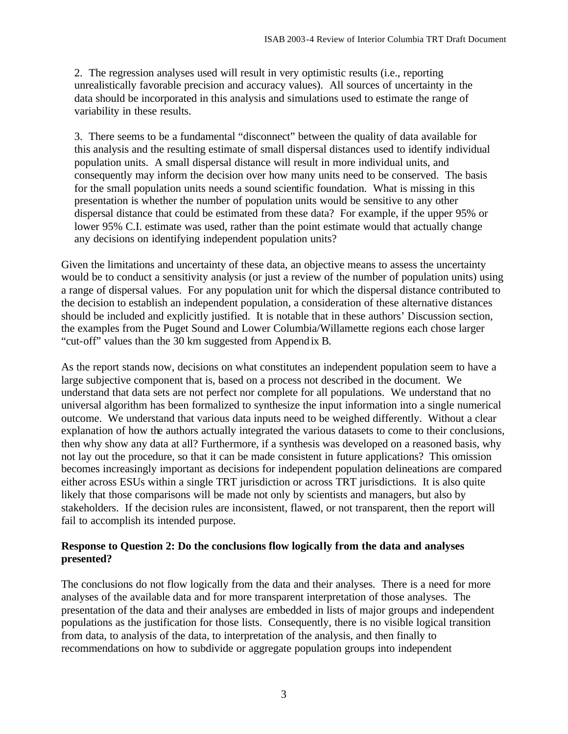2. The regression analyses used will result in very optimistic results (i.e., reporting unrealistically favorable precision and accuracy values). All sources of uncertainty in the data should be incorporated in this analysis and simulations used to estimate the range of variability in these results.

3. There seems to be a fundamental "disconnect" between the quality of data available for this analysis and the resulting estimate of small dispersal distances used to identify individual population units. A small dispersal distance will result in more individual units, and consequently may inform the decision over how many units need to be conserved. The basis for the small population units needs a sound scientific foundation. What is missing in this presentation is whether the number of population units would be sensitive to any other dispersal distance that could be estimated from these data? For example, if the upper 95% or lower 95% C.I. estimate was used, rather than the point estimate would that actually change any decisions on identifying independent population units?

Given the limitations and uncertainty of these data, an objective means to assess the uncertainty would be to conduct a sensitivity analysis (or just a review of the number of population units) using a range of dispersal values. For any population unit for which the dispersal distance contributed to the decision to establish an independent population, a consideration of these alternative distances should be included and explicitly justified. It is notable that in these authors' Discussion section, the examples from the Puget Sound and Lower Columbia/Willamette regions each chose larger "cut-off" values than the 30 km suggested from Appendix B.

As the report stands now, decisions on what constitutes an independent population seem to have a large subjective component that is, based on a process not described in the document. We understand that data sets are not perfect nor complete for all populations. We understand that no universal algorithm has been formalized to synthesize the input information into a single numerical outcome. We understand that various data inputs need to be weighed differently. Without a clear explanation of how the authors actually integrated the various datasets to come to their conclusions, then why show any data at all? Furthermore, if a synthesis was developed on a reasoned basis, why not lay out the procedure, so that it can be made consistent in future applications? This omission becomes increasingly important as decisions for independent population delineations are compared either across ESUs within a single TRT jurisdiction or across TRT jurisdictions. It is also quite likely that those comparisons will be made not only by scientists and managers, but also by stakeholders. If the decision rules are inconsistent, flawed, or not transparent, then the report will fail to accomplish its intended purpose.

**Response to Question 2: Do the conclusions flow logically from the data and analyses presented?**

The conclusions do not flow logically from the data and their analyses. There is a need for more analyses of the available data and for more transparent interpretation of those analyses. The presentation of the data and their analyses are embedded in lists of major groups and independent populations as the justification for those lists. Consequently, there is no visible logical transition from data, to analysis of the data, to interpretation of the analysis, and then finally to recommendations on how to subdivide or aggregate population groups into independent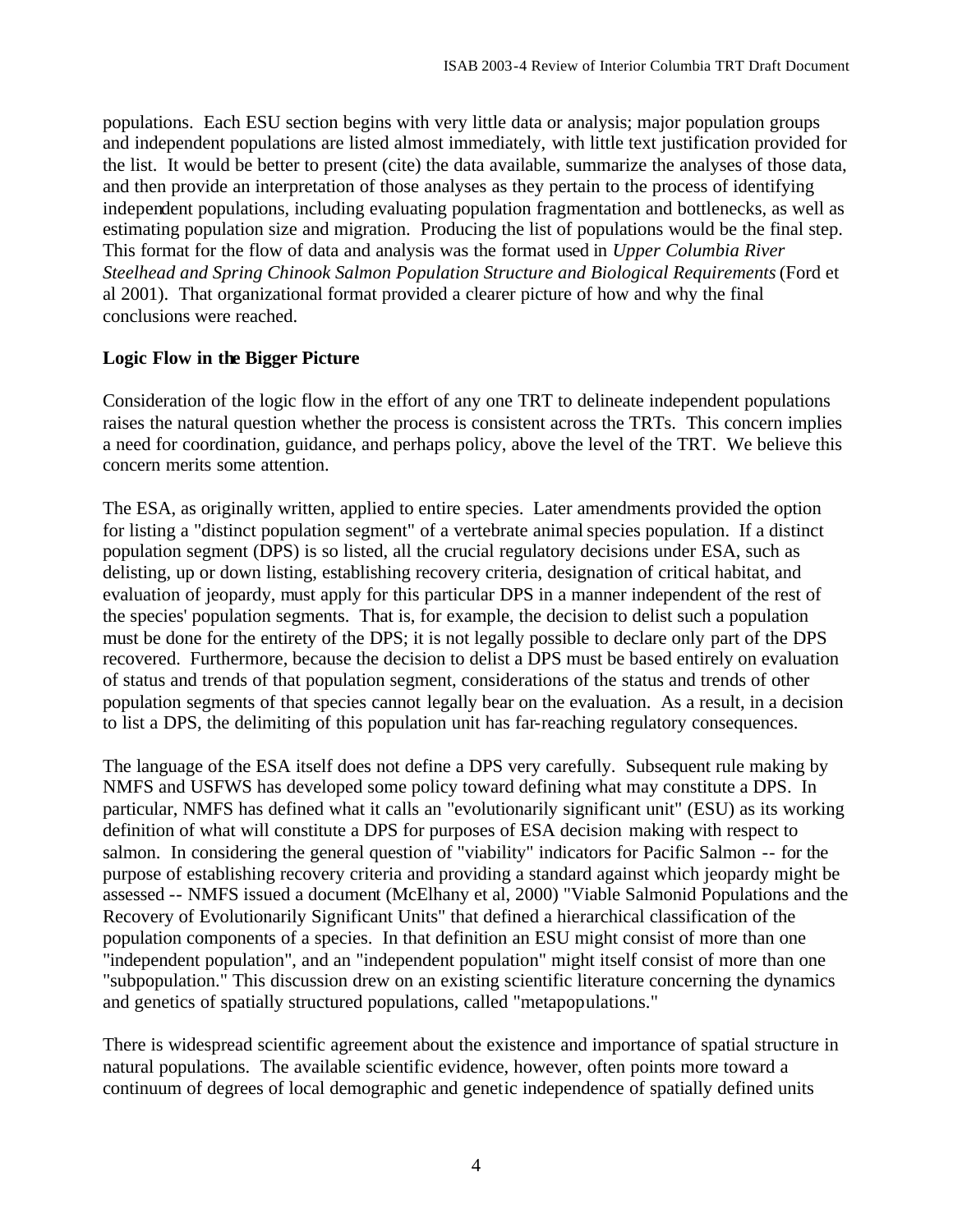populations. Each ESU section begins with very little data or analysis; major population groups and independent populations are listed almost immediately, with little text justification provided for the list. It would be better to present (cite) the data available, summarize the analyses of those data, and then provide an interpretation of those analyses as they pertain to the process of identifying independent populations, including evaluating population fragmentation and bottlenecks, as well as estimating population size and migration. Producing the list of populations would be the final step. This format for the flow of data and analysis was the format used in *Upper Columbia River Steelhead and Spring Chinook Salmon Population Structure and Biological Requirements* (Ford et al 2001). That organizational format provided a clearer picture of how and why the final conclusions were reached.

**Logic Flow in the Bigger Picture**

Consideration of the logic flow in the effort of any one TRT to delineate independent populations raises the natural question whether the process is consistent across the TRTs. This concern implies a need for coordination, guidance, and perhaps policy, above the level of the TRT. We believe this concern merits some attention.

The ESA, as originally written, applied to entire species. Later amendments provided the option for listing a "distinct population segment" of a vertebrate animal species population. If a distinct population segment (DPS) is so listed, all the crucial regulatory decisions under ESA, such as delisting, up or down listing, establishing recovery criteria, designation of critical habitat, and evaluation of jeopardy, must apply for this particular DPS in a manner independent of the rest of the species' population segments. That is, for example, the decision to delist such a population must be done for the entirety of the DPS; it is not legally possible to declare only part of the DPS recovered. Furthermore, because the decision to delist a DPS must be based entirely on evaluation of status and trends of that population segment, considerations of the status and trends of other population segments of that species cannot legally bear on the evaluation. As a result, in a decision to list a DPS, the delimiting of this population unit has far-reaching regulatory consequences.

The language of the ESA itself does not define a DPS very carefully. Subsequent rule making by NMFS and USFWS has developed some policy toward defining what may constitute a DPS. In particular, NMFS has defined what it calls an "evolutionarily significant unit" (ESU) as its working definition of what will constitute a DPS for purposes of ESA decision making with respect to salmon. In considering the general question of "viability" indicators for Pacific Salmon -- for the purpose of establishing recovery criteria and providing a standard against which jeopardy might be assessed -- NMFS issued a document (McElhany et al, 2000) "Viable Salmonid Populations and the Recovery of Evolutionarily Significant Units" that defined a hierarchical classification of the population components of a species. In that definition an ESU might consist of more than one "independent population", and an "independent population" might itself consist of more than one "subpopulation." This discussion drew on an existing scientific literature concerning the dynamics and genetics of spatially structured populations, called "metapopulations."

There is widespread scientific agreement about the existence and importance of spatial structure in natural populations. The available scientific evidence, however, often points more toward a continuum of degrees of local demographic and genetic independence of spatially defined units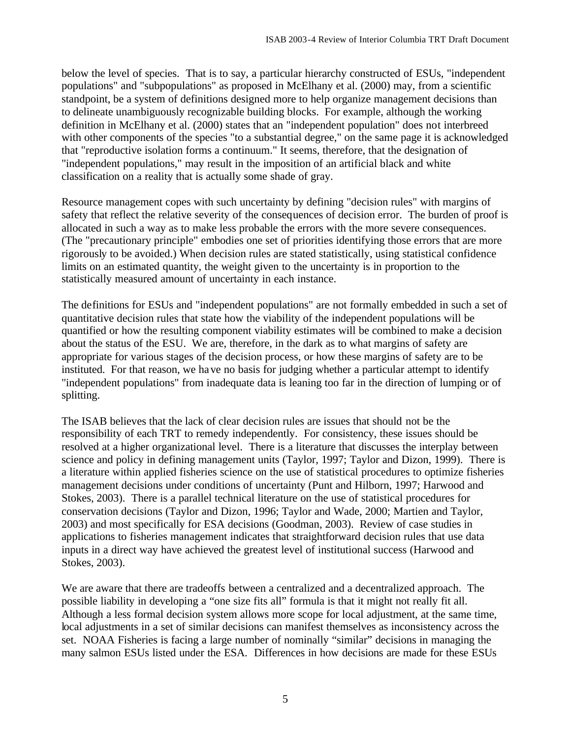below the level of species. That is to say, a particular hierarchy constructed of ESUs, "independent populations" and "subpopulations" as proposed in McElhany et al. (2000) may, from a scientific standpoint, be a system of definitions designed more to help organize management decisions than to delineate unambiguously recognizable building blocks. For example, although the working definition in McElhany et al. (2000) states that an "independent population" does not interbreed with other components of the species "to a substantial degree," on the same page it is acknowledged that "reproductive isolation forms a continuum." It seems, therefore, that the designation of "independent populations," may result in the imposition of an artificial black and white classification on a reality that is actually some shade of gray.

Resource management copes with such uncertainty by defining "decision rules" with margins of safety that reflect the relative severity of the consequences of decision error. The burden of proof is allocated in such a way as to make less probable the errors with the more severe consequences. (The "precautionary principle" embodies one set of priorities identifying those errors that are more rigorously to be avoided.) When decision rules are stated statistically, using statistical confidence limits on an estimated quantity, the weight given to the uncertainty is in proportion to the statistically measured amount of uncertainty in each instance.

The definitions for ESUs and "independent populations" are not formally embedded in such a set of quantitative decision rules that state how the viability of the independent populations will be quantified or how the resulting component viability estimates will be combined to make a decision about the status of the ESU. We are, therefore, in the dark as to what margins of safety are appropriate for various stages of the decision process, or how these margins of safety are to be instituted. For that reason, we have no basis for judging whether a particular attempt to identify "independent populations" from inadequate data is leaning too far in the direction of lumping or of splitting.

The ISAB believes that the lack of clear decision rules are issues that should not be the responsibility of each TRT to remedy independently. For consistency, these issues should be resolved at a higher organizational level. There is a literature that discusses the interplay between science and policy in defining management units (Taylor, 1997; Taylor and Dizon, 1999). There is a literature within applied fisheries science on the use of statistical procedures to optimize fisheries management decisions under conditions of uncertainty (Punt and Hilborn, 1997; Harwood and Stokes, 2003). There is a parallel technical literature on the use of statistical procedures for conservation decisions (Taylor and Dizon, 1996; Taylor and Wade, 2000; Martien and Taylor, 2003) and most specifically for ESA decisions (Goodman, 2003). Review of case studies in applications to fisheries management indicates that straightforward decision rules that use data inputs in a direct way have achieved the greatest level of institutional success (Harwood and Stokes, 2003).

We are aware that there are tradeoffs between a centralized and a decentralized approach. The possible liability in developing a "one size fits all" formula is that it might not really fit all. Although a less formal decision system allows more scope for local adjustment, at the same time, local adjustments in a set of similar decisions can manifest themselves as inconsistency across the set. NOAA Fisheries is facing a large number of nominally "similar" decisions in managing the many salmon ESUs listed under the ESA. Differences in how decisions are made for these ESUs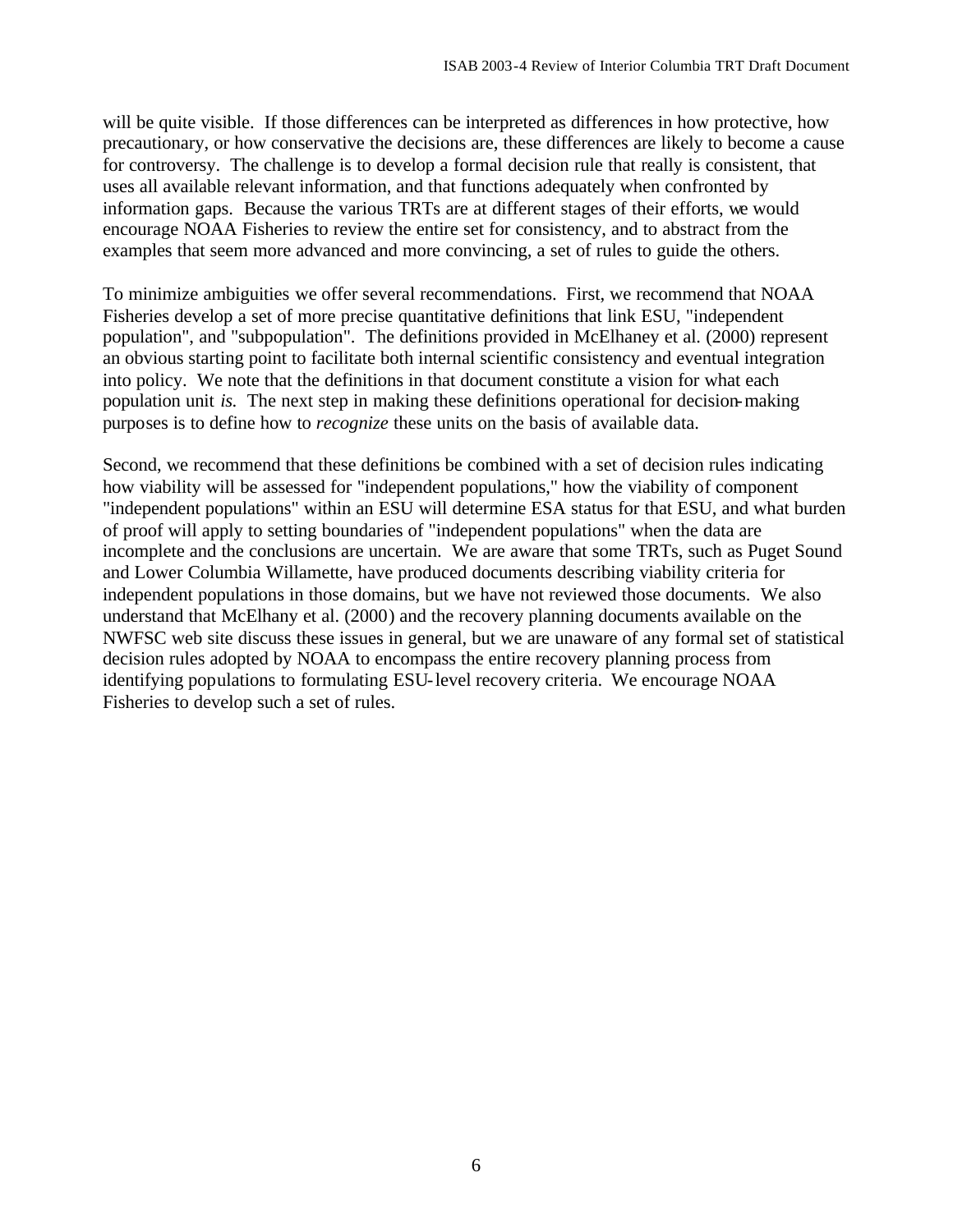will be quite visible. If those differences can be interpreted as differences in how protective, how precautionary, or how conservative the decisions are, these differences are likely to become a cause for controversy. The challenge is to develop a formal decision rule that really is consistent, that uses all available relevant information, and that functions adequately when confronted by information gaps. Because the various TRTs are at different stages of their efforts, we would encourage NOAA Fisheries to review the entire set for consistency, and to abstract from the examples that seem more advanced and more convincing, a set of rules to guide the others.

To minimize ambiguities we offer several recommendations. First, we recommend that NOAA Fisheries develop a set of more precise quantitative definitions that link ESU, "independent population", and "subpopulation". The definitions provided in McElhaney et al. (2000) represent an obvious starting point to facilitate both internal scientific consistency and eventual integration into policy. We note that the definitions in that document constitute a vision for what each population unit *is*. The next step in making these definitions operational for decision-making purposes is to define how to *recognize* these units on the basis of available data.

Second, we recommend that these definitions be combined with a set of decision rules indicating how viability will be assessed for "independent populations," how the viability of component "independent populations" within an ESU will determine ESA status for that ESU, and what burden of proof will apply to setting boundaries of "independent populations" when the data are incomplete and the conclusions are uncertain. We are aware that some TRTs, such as Puget Sound and Lower Columbia Willamette, have produced documents describing viability criteria for independent populations in those domains, but we have not reviewed those documents. We also understand that McElhany et al. (2000) and the recovery planning documents available on the NWFSC web site discuss these issues in general, but we are unaware of any formal set of statistical decision rules adopted by NOAA to encompass the entire recovery planning process from identifying populations to formulating ESU-level recovery criteria. We encourage NOAA Fisheries to develop such a set of rules.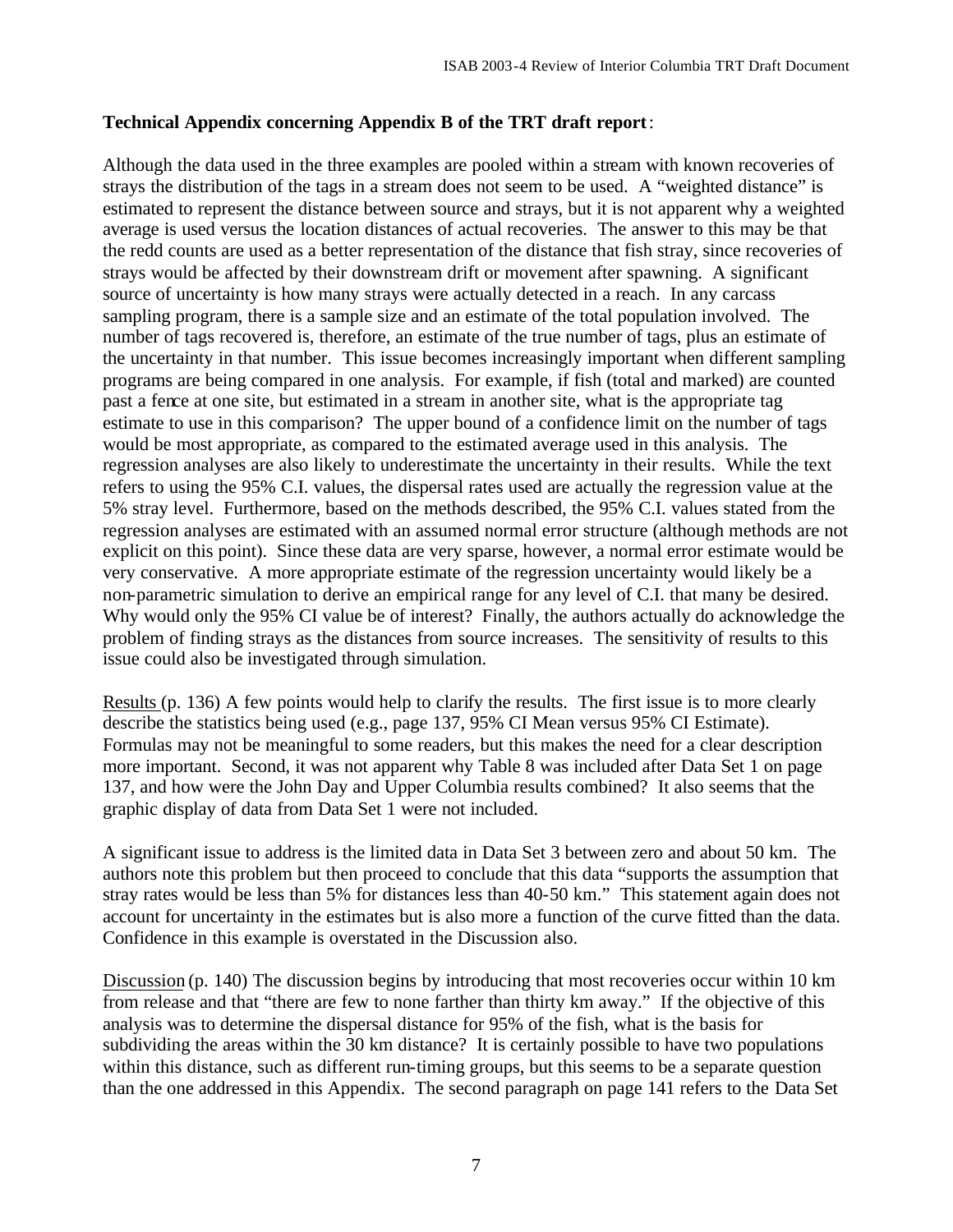**Technical Appendix concerning Appendix B of the TRT draft report**:

Although the data used in the three examples are pooled within a stream with known recoveries of strays the distribution of the tags in a stream does not seem to be used. A "weighted distance" is estimated to represent the distance between source and strays, but it is not apparent why a weighted average is used versus the location distances of actual recoveries. The answer to this may be that the redd counts are used as a better representation of the distance that fish stray, since recoveries of strays would be affected by their downstream drift or movement after spawning. A significant source of uncertainty is how many strays were actually detected in a reach. In any carcass sampling program, there is a sample size and an estimate of the total population involved. The number of tags recovered is, therefore, an estimate of the true number of tags, plus an estimate of the uncertainty in that number. This issue becomes increasingly important when different sampling programs are being compared in one analysis. For example, if fish (total and marked) are counted past a fence at one site, but estimated in a stream in another site, what is the appropriate tag estimate to use in this comparison? The upper bound of a confidence limit on the number of tags would be most appropriate, as compared to the estimated average used in this analysis. The regression analyses are also likely to underestimate the uncertainty in their results. While the text refers to using the 95% C.I. values, the dispersal rates used are actually the regression value at the 5% stray level. Furthermore, based on the methods described, the 95% C.I. values stated from the regression analyses are estimated with an assumed normal error structure (although methods are not explicit on this point). Since these data are very sparse, however, a normal error estimate would be very conservative. A more appropriate estimate of the regression uncertainty would likely be a non-parametric simulation to derive an empirical range for any level of C.I. that many be desired. Why would only the 95% CI value be of interest? Finally, the authors actually do acknowledge the problem of finding strays as the distances from source increases. The sensitivity of results to this issue could also be investigated through simulation.

Results (p. 136) A few points would help to clarify the results. The first issue is to more clearly describe the statistics being used (e.g., page 137, 95% CI Mean versus 95% CI Estimate). Formulas may not be meaningful to some readers, but this makes the need for a clear description more important. Second, it was not apparent why Table 8 was included after Data Set 1 on page 137, and how were the John Day and Upper Columbia results combined? It also seems that the graphic display of data from Data Set 1 were not included.

A significant issue to address is the limited data in Data Set 3 between zero and about 50 km. The authors note this problem but then proceed to conclude that this data "supports the assumption that stray rates would be less than 5% for distances less than 40-50 km." This statement again does not account for uncertainty in the estimates but is also more a function of the curve fitted than the data. Confidence in this example is overstated in the Discussion also.

Discussion (p. 140) The discussion begins by introducing that most recoveries occur within 10 km from release and that "there are few to none farther than thirty km away." If the objective of this analysis was to determine the dispersal distance for 95% of the fish, what is the basis for subdividing the areas within the 30 km distance? It is certainly possible to have two populations within this distance, such as different run-timing groups, but this seems to be a separate question than the one addressed in this Appendix. The second paragraph on page 141 refers to the Data Set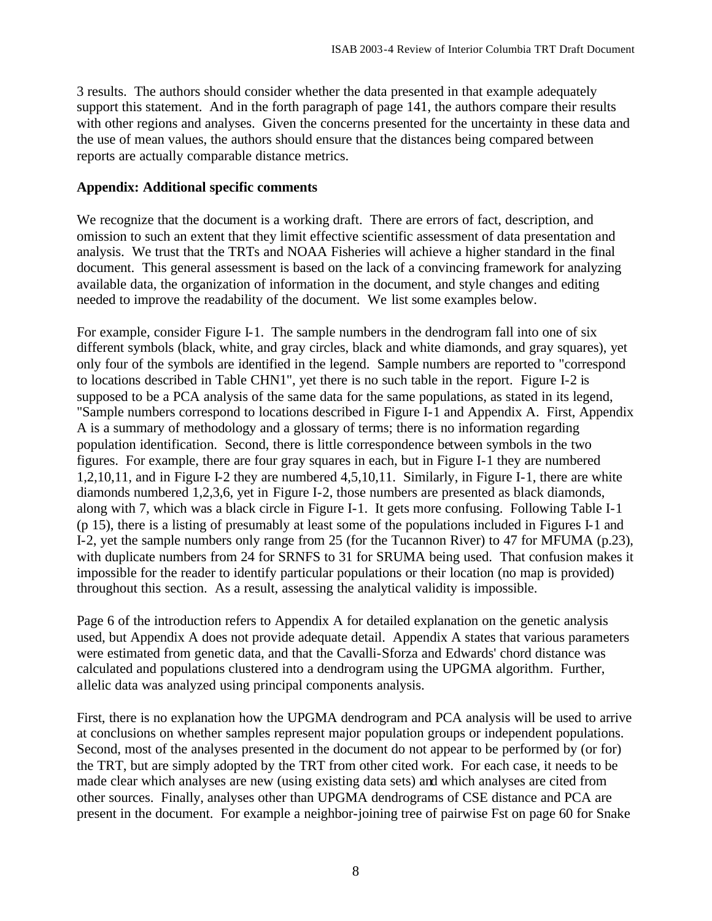3 results. The authors should consider whether the data presented in that example adequately support this statement. And in the forth paragraph of page 141, the authors compare their results with other regions and analyses. Given the concerns presented for the uncertainty in these data and the use of mean values, the authors should ensure that the distances being compared between reports are actually comparable distance metrics.

**Appendix: Additional specific comments**

We recognize that the document is a working draft. There are errors of fact, description, and omission to such an extent that they limit effective scientific assessment of data presentation and analysis. We trust that the TRTs and NOAA Fisheries will achieve a higher standard in the final document. This general assessment is based on the lack of a convincing framework for analyzing available data, the organization of information in the document, and style changes and editing needed to improve the readability of the document. We list some examples below.

For example, consider Figure I-1. The sample numbers in the dendrogram fall into one of six different symbols (black, white, and gray circles, black and white diamonds, and gray squares), yet only four of the symbols are identified in the legend. Sample numbers are reported to "correspond to locations described in Table CHN1", yet there is no such table in the report. Figure I-2 is supposed to be a PCA analysis of the same data for the same populations, as stated in its legend, "Sample numbers correspond to locations described in Figure I-1 and Appendix A. First, Appendix A is a summary of methodology and a glossary of terms; there is no information regarding population identification. Second, there is little correspondence between symbols in the two figures. For example, there are four gray squares in each, but in Figure I-1 they are numbered 1,2,10,11, and in Figure I-2 they are numbered 4,5,10,11. Similarly, in Figure I-1, there are white diamonds numbered 1,2,3,6, yet in Figure I-2, those numbers are presented as black diamonds, along with 7, which was a black circle in Figure I-1. It gets more confusing. Following Table I-1 (p 15), there is a listing of presumably at least some of the populations included in Figures I-1 and I-2, yet the sample numbers only range from 25 (for the Tucannon River) to 47 for MFUMA (p.23), with duplicate numbers from 24 for SRNFS to 31 for SRUMA being used. That confusion makes it impossible for the reader to identify particular populations or their location (no map is provided) throughout this section. As a result, assessing the analytical validity is impossible.

Page 6 of the introduction refers to Appendix A for detailed explanation on the genetic analysis used, but Appendix A does not provide adequate detail. Appendix A states that various parameters were estimated from genetic data, and that the Cavalli-Sforza and Edwards' chord distance was calculated and populations clustered into a dendrogram using the UPGMA algorithm. Further, allelic data was analyzed using principal components analysis.

First, there is no explanation how the UPGMA dendrogram and PCA analysis will be used to arrive at conclusions on whether samples represent major population groups or independent populations. Second, most of the analyses presented in the document do not appear to be performed by (or for) the TRT, but are simply adopted by the TRT from other cited work. For each case, it needs to be made clear which analyses are new (using existing data sets) and which analyses are cited from other sources. Finally, analyses other than UPGMA dendrograms of CSE distance and PCA are present in the document. For example a neighbor-joining tree of pairwise Fst on page 60 for Snake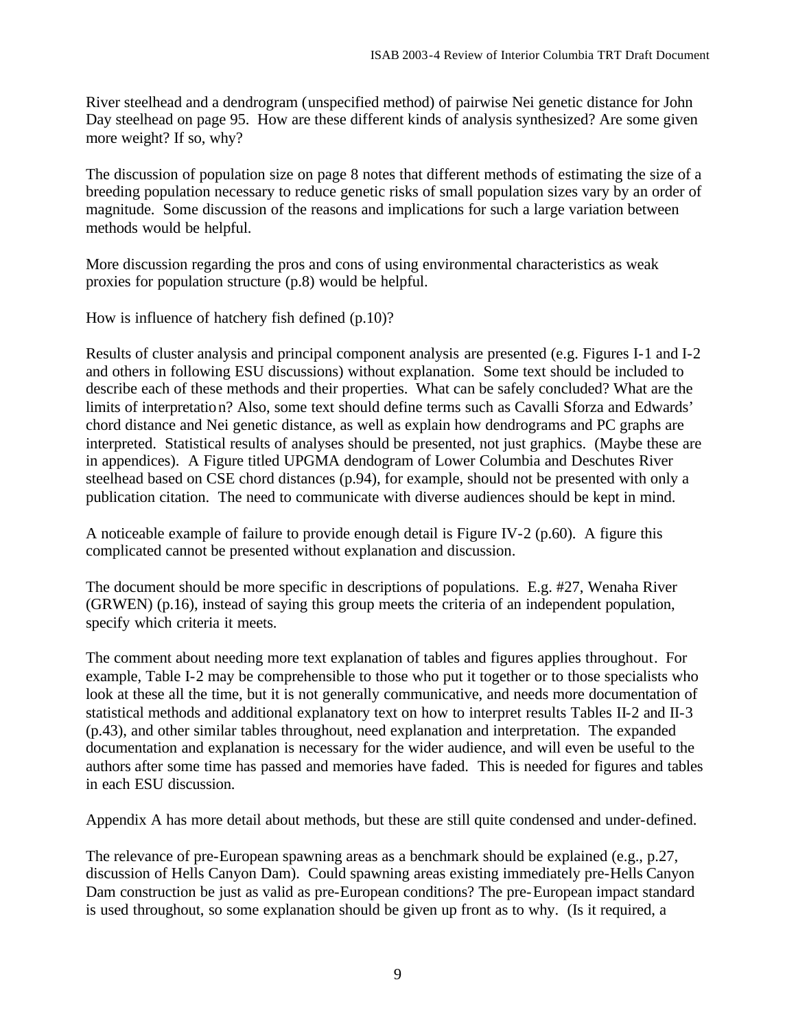River steelhead and a dendrogram (unspecified method) of pairwise Nei genetic distance for John Day steelhead on page 95. How are these different kinds of analysis synthesized? Are some given more weight? If so, why?

The discussion of population size on page 8 notes that different methods of estimating the size of a breeding population necessary to reduce genetic risks of small population sizes vary by an order of magnitude. Some discussion of the reasons and implications for such a large variation between methods would be helpful.

More discussion regarding the pros and cons of using environmental characteristics as weak proxies for population structure (p.8) would be helpful.

How is influence of hatchery fish defined (p.10)?

Results of cluster analysis and principal component analysis are presented (e.g. Figures I-1 and I-2 and others in following ESU discussions) without explanation. Some text should be included to describe each of these methods and their properties. What can be safely concluded? What are the limits of interpretation? Also, some text should define terms such as Cavalli Sforza and Edwards' chord distance and Nei genetic distance, as well as explain how dendrograms and PC graphs are interpreted. Statistical results of analyses should be presented, not just graphics. (Maybe these are in appendices). A Figure titled UPGMA dendogram of Lower Columbia and Deschutes River steelhead based on CSE chord distances (p.94), for example, should not be presented with only a publication citation. The need to communicate with diverse audiences should be kept in mind.

A noticeable example of failure to provide enough detail is Figure IV-2 (p.60). A figure this complicated cannot be presented without explanation and discussion.

The document should be more specific in descriptions of populations. E.g. #27, Wenaha River (GRWEN) (p.16), instead of saying this group meets the criteria of an independent population, specify which criteria it meets.

The comment about needing more text explanation of tables and figures applies throughout. For example, Table I-2 may be comprehensible to those who put it together or to those specialists who look at these all the time, but it is not generally communicative, and needs more documentation of statistical methods and additional explanatory text on how to interpret results Tables II-2 and II-3 (p.43), and other similar tables throughout, need explanation and interpretation. The expanded documentation and explanation is necessary for the wider audience, and will even be useful to the authors after some time has passed and memories have faded. This is needed for figures and tables in each ESU discussion.

Appendix A has more detail about methods, but these are still quite condensed and under-defined.

The relevance of pre-European spawning areas as a benchmark should be explained (e.g., p.27, discussion of Hells Canyon Dam). Could spawning areas existing immediately pre-Hells Canyon Dam construction be just as valid as pre-European conditions? The pre-European impact standard is used throughout, so some explanation should be given up front as to why. (Is it required, a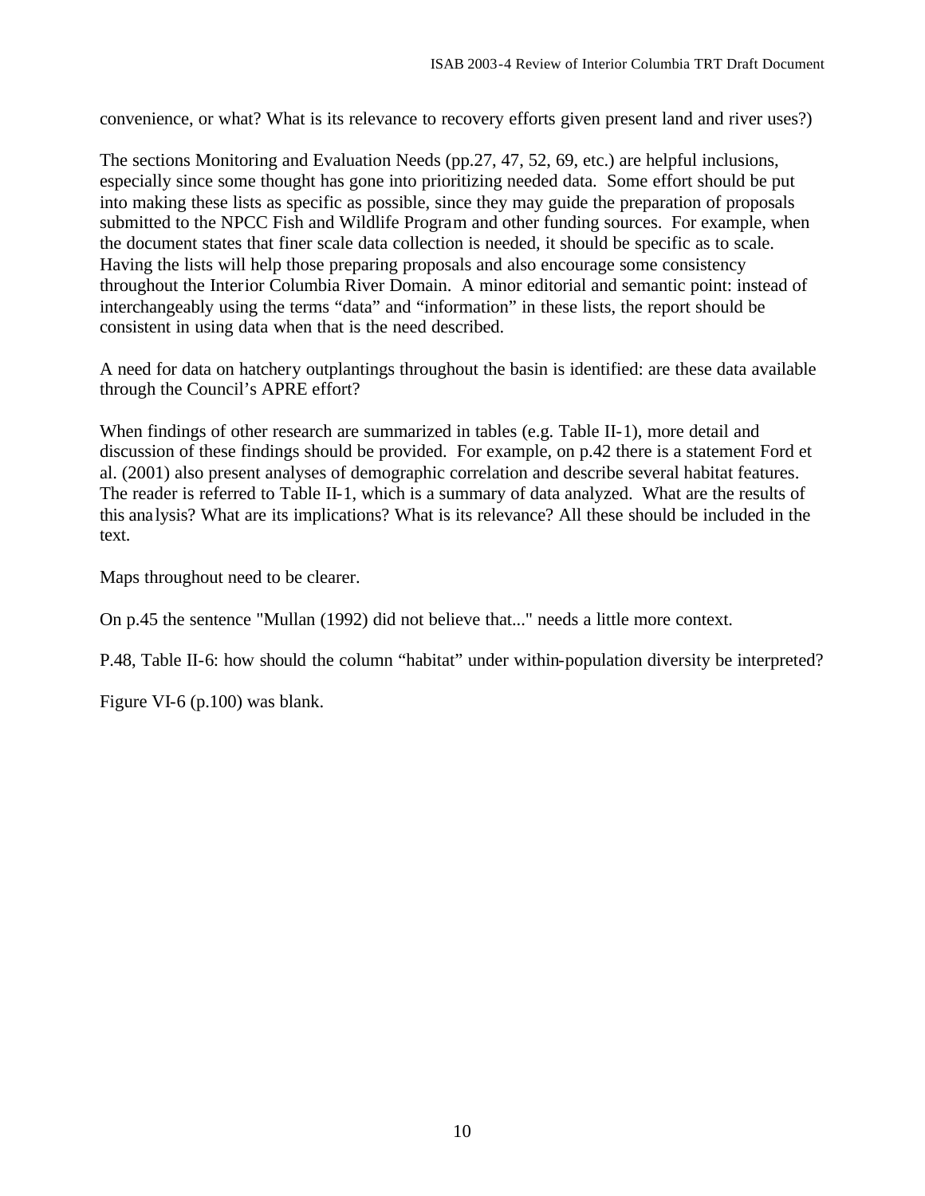convenience, or what? What is its relevance to recovery efforts given present land and river uses?)

The sections Monitoring and Evaluation Needs (pp.27, 47, 52, 69, etc.) are helpful inclusions, especially since some thought has gone into prioritizing needed data. Some effort should be put into making these lists as specific as possible, since they may guide the preparation of proposals submitted to the NPCC Fish and Wildlife Program and other funding sources. For example, when the document states that finer scale data collection is needed, it should be specific as to scale. Having the lists will help those preparing proposals and also encourage some consistency throughout the Interior Columbia River Domain. A minor editorial and semantic point: instead of interchangeably using the terms "data" and "information" in these lists, the report should be consistent in using data when that is the need described.

A need for data on hatchery outplantings throughout the basin is identified: are these data available through the Council's APRE effort?

When findings of other research are summarized in tables (e.g. Table II-1), more detail and discussion of these findings should be provided. For example, on p.42 there is a statement Ford et al. (2001) also present analyses of demographic correlation and describe several habitat features. The reader is referred to Table II-1, which is a summary of data analyzed. What are the results of this analysis? What are its implications? What is its relevance? All these should be included in the text.

Maps throughout need to be clearer.

On p.45 the sentence "Mullan (1992) did not believe that..." needs a little more context.

P.48, Table II-6: how should the column "habitat" under within-population diversity be interpreted?

Figure VI-6 (p.100) was blank.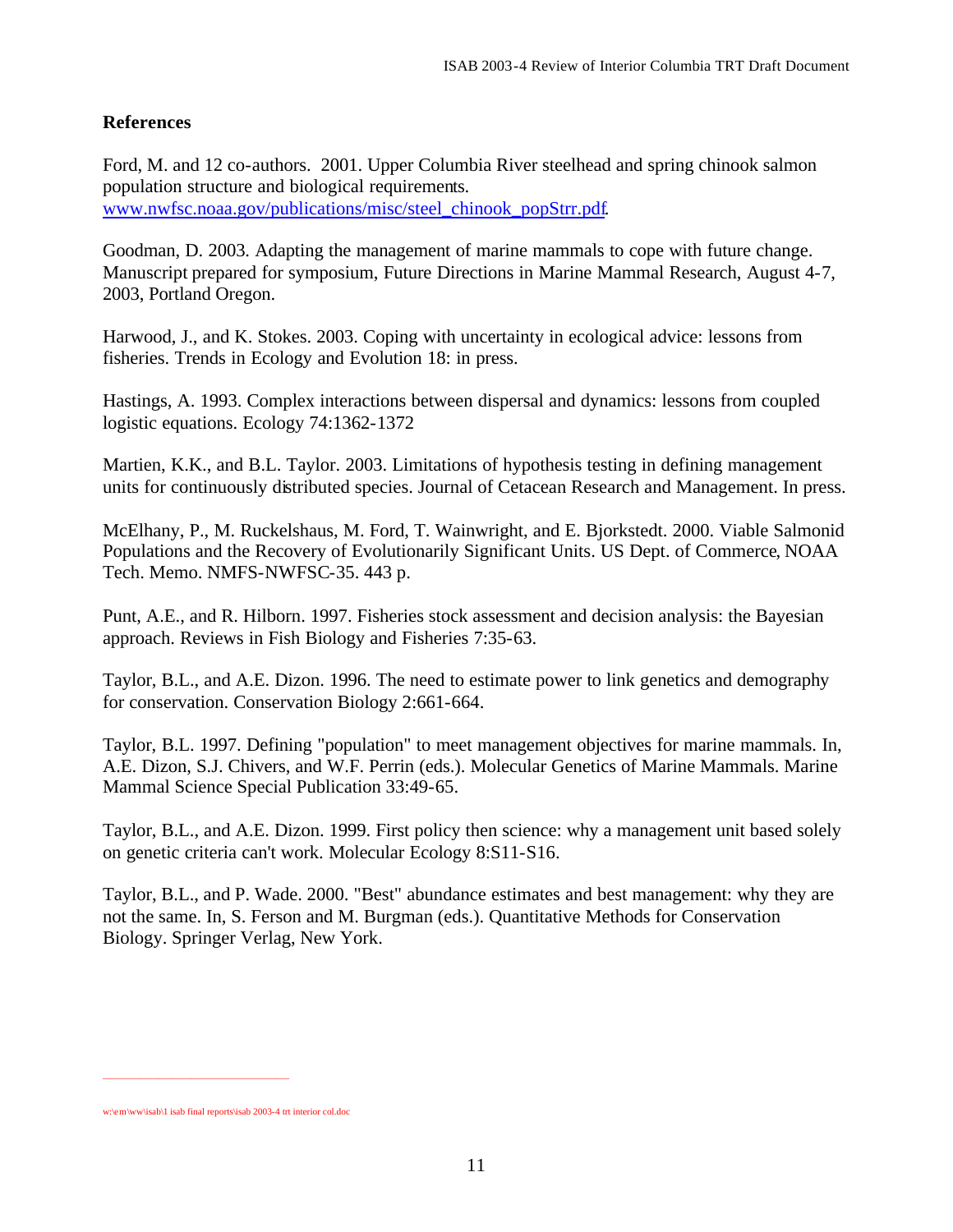## References

Ford, M. and 12 co-authors. 2001. Upper Columbia River steelhead and spring chinook salmon population structure and biological requirements. www.nwfsc.noaa.gov/publications/misc/steel_chinook_popStrr.pdf.

Goodman, D. 2003. Adapting the management of marine mammals to cope with future change. Manuscript prepared for symposium, Future Directions in Marine Mammal Research, August 4-7, 2003, Portland Oregon.

Harwood, J., and K. Stokes. 2003. Coping with uncertainty in ecological advice: lessons from fisheries. Trends in Ecology and Evolution 18: in press.

Hastings, A. 1993. Complex interactions between dispersal and dynamics: lessons from coupled logistic equations. Ecology 74:1362-1372

Martien, K.K., and B.L. Taylor. 2003. Limitations of hypothesis testing in defining management units for continuously distributed species. Journal of Cetacean Research and Management. In press.

McElhany, P., M. Ruckelshaus, M. Ford, T. Wainwright, and E. Bjorkstedt. 2000. Viable Salmonid Populations and the Recovery of Evolutionarily Significant Units. US Dept. of Commerce, NOAA Tech. Memo. NMFS-NWFSC-35. 443 p.

Punt, A.E., and R. Hilborn. 1997. Fisheries stock assessment and decision analysis: the Bayesian approach. Reviews in Fish Biology and Fisheries 7:35-63.

Taylor, B.L., and A.E. Dizon. 1996. The need to estimate power to link genetics and demography for conservation. Conservation Biology 2:661-664.

Taylor, B.L. 1997. Defining "population" to meet management objectives for marine mammals. In, A.E. Dizon, S.J. Chivers, and W.F. Perrin (eds.). Molecular Genetics of Marine Mammals. Marine Mammal Science Special Publication 33:49-65.

Taylor, B.L., and A.E. Dizon. 1999. First policy then science: why a management unit based solely on genetic criteria can't work. Molecular Ecology 8:S11-S16.

Taylor, B.L., and P. Wade. 2000. "Best" abundance estimates and best management: why they are not the same. In, S. Ferson and M. Burgman (eds.). Quantitative Methods for Conservation Biology. Springer Verlag, New York.

w:\em\ww\isab\1 isab final reports\isab 2003-4 trt interior col.doc